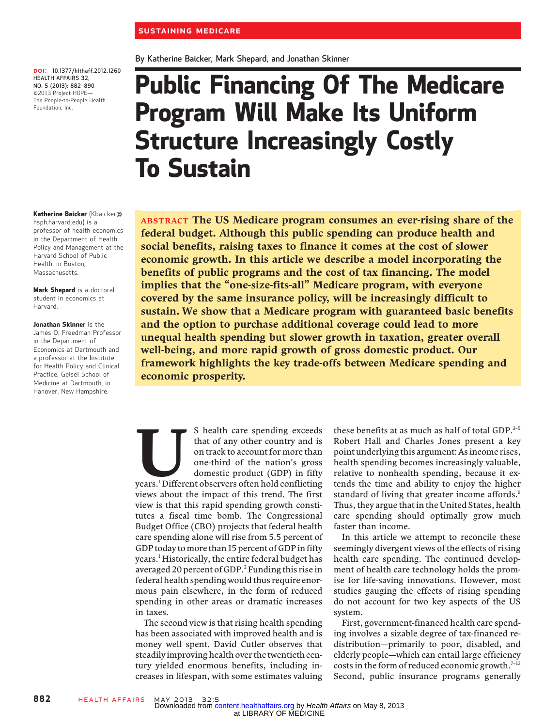SUSTAINING MEDICARE

By Katherine Baicker, Mark Shepard, and Jonathan Skinner

# Public Financing Of The Medicare Program Will Make Its Uniform Structure Increasingly Costly To Sustain

DOI: 10.1377/hlthaff.2012.1260
HEALTH AFFAIRS 32, NO. 5 (2013): 882–890
©2013 Project HOPE— The People-to-People Health Foundation, Inc.

**Katherine Baicker** (Kbaicker@hsph.harvard.edu) is a professor of health economics in the Department of Health Policy and Management at the Harvard School of Public Health, in Boston, Massachusetts.

**Mark Shepard** is a doctoral student in economics at Harvard.

**Jonathan Skinner** is the James O. Freedman Professor in the Department of Economics at Dartmouth and a professor at the Institute for Health Policy and Clinical Practice, Geisel School of Medicine at Dartmouth, in Hanover, New Hampshire.

**ABSTRACT The US Medicare program consumes an ever-rising share of the federal budget. Although this public spending can produce health and social benefits, raising taxes to finance it comes at the cost of slower economic growth. In this article we describe a model incorporating the benefits of public programs and the cost of tax financing. The model implies that the "one-size-fits-all" Medicare program, with everyone covered by the same insurance policy, will be increasingly difficult to sustain. We show that a Medicare program with guaranteed basic benefits and the option to purchase additional coverage could lead to more unequal health spending but slower growth in taxation, greater overall well-being, and more rapid growth of gross domestic product. Our framework highlights the key trade-offs between Medicare spending and economic prosperity.**

US health care spending exceeds that of any other country and is on track to account for more than one-third of the nation's gross domestic product (GDP) in fifty years.[1] Different observers often hold conflicting views about the impact of this trend. The first view is that this rapid spending growth constitutes a fiscal time bomb. The Congressional Budget Office (CBO) projects that federal health care spending alone will rise from 5.5 percent of GDP today to more than 15 percent of GDP in fifty years.[1] Historically, the entire federal budget has averaged 20 percent of GDP.[2] Funding this rise in federal health spending would thus require enormous pain elsewhere, in the form of reduced spending in other areas or dramatic increases in taxes.

The second view is that rising health spending has been associated with improved health and is money well spent. David Cutler observes that steadily improving health over the twentieth century yielded enormous benefits, including increases in lifespan, with some estimates valuing these benefits at as much as half of total GDP.[3–5] Robert Hall and Charles Jones present a key point underlying this argument: As income rises, health spending becomes increasingly valuable, relative to nonhealth spending, because it extends the time and ability to enjoy the higher standard of living that greater income affords.[6] Thus, they argue that in the United States, health care spending should optimally grow much faster than income.

In this article we attempt to reconcile these seemingly divergent views of the effects of rising health care spending. The continued development of health care technology holds the promise for life-saving innovations. However, most studies gauging the effects of rising spending do not account for two key aspects of the US system.

First, government-financed health care spending involves a sizable degree of tax-financed redistribution—primarily to poor, disabled, and elderly people—which can entail large efficiency costs in the form of reduced economic growth.[7–13] Second, public insurance programs generally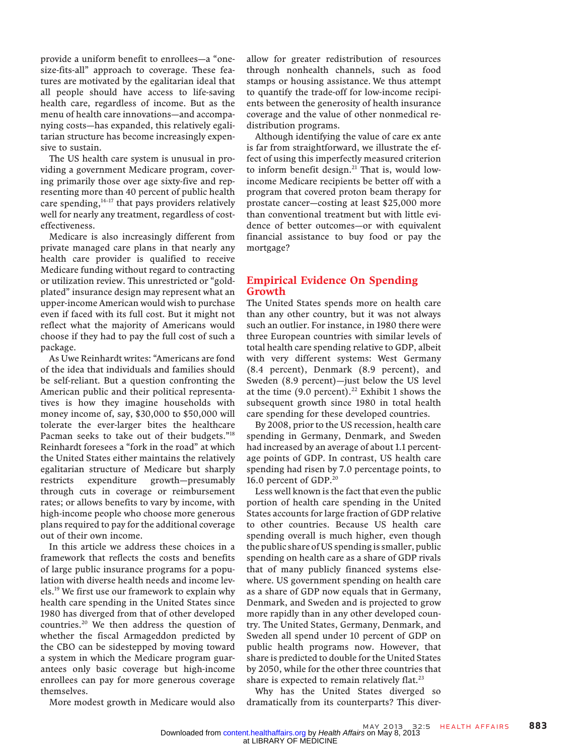provide a uniform benefit to enrollees—a "one-size-fits-all" approach to coverage. These features are motivated by the egalitarian ideal that all people should have access to life-saving health care, regardless of income. But as the menu of health care innovations—and accompanying costs—has expanded, this relatively egalitarian structure has become increasingly expensive to sustain.

The US health care system is unusual in providing a government Medicare program, covering primarily those over age sixty-five and representing more than 40 percent of public health care spending,[14–17] that pays providers relatively well for nearly any treatment, regardless of cost-effectiveness.

Medicare is also increasingly different from private managed care plans in that nearly any health care provider is qualified to receive Medicare funding without regard to contracting or utilization review. This unrestricted or "gold-plated" insurance design may represent what an upper-income American would wish to purchase even if faced with its full cost. But it might not reflect what the majority of Americans would choose if they had to pay the full cost of such a package.

As Uwe Reinhardt writes: "Americans are fond of the idea that individuals and families should be self-reliant. But a question confronting the American public and their political representatives is how they imagine households with money income of, say, $30,000 to $50,000 will tolerate the ever-larger bites the healthcare Pacman seeks to take out of their budgets."[18] Reinhardt foresees a "fork in the road" at which the United States either maintains the relatively egalitarian structure of Medicare but sharply restricts expenditure growth—presumably through cuts in coverage or reimbursement rates; or allows benefits to vary by income, with high-income people who choose more generous plans required to pay for the additional coverage out of their own income.

In this article we address these choices in a framework that reflects the costs and benefits of large public insurance programs for a population with diverse health needs and income levels.[19] We first use our framework to explain why health care spending in the United States since 1980 has diverged from that of other developed countries.[20] We then address the question of whether the fiscal Armageddon predicted by the CBO can be sidestepped by moving toward a system in which the Medicare program guarantees only basic coverage but high-income enrollees can pay for more generous coverage themselves.

More modest growth in Medicare would also allow for greater redistribution of resources through nonhealth channels, such as food stamps or housing assistance. We thus attempt to quantify the trade-off for low-income recipients between the generosity of health insurance coverage and the value of other nonmedical redistribution programs.

Although identifying the value of care ex ante is far from straightforward, we illustrate the effect of using this imperfectly measured criterion to inform benefit design.[21] That is, would low-income Medicare recipients be better off with a program that covered proton beam therapy for prostate cancer—costing at least $25,000 more than conventional treatment but with little evidence of better outcomes—or with equivalent financial assistance to buy food or pay the mortgage?

## Empirical Evidence On Spending Growth

The United States spends more on health care than any other country, but it was not always such an outlier. For instance, in 1980 there were three European countries with similar levels of total health care spending relative to GDP, albeit with very different systems: West Germany (8.4 percent), Denmark (8.9 percent), and Sweden (8.9 percent)—just below the US level at the time (9.0 percent).[22] Exhibit 1 shows the subsequent growth since 1980 in total health care spending for these developed countries.

By 2008, prior to the US recession, health care spending in Germany, Denmark, and Sweden had increased by an average of about 1.1 percentage points of GDP. In contrast, US health care spending had risen by 7.0 percentage points, to 16.0 percent of GDP.[20]

Less well known is the fact that even the public portion of health care spending in the United States accounts for large fraction of GDP relative to other countries. Because US health care spending overall is much higher, even though the public share of US spending is smaller, public spending on health care as a share of GDP rivals that of many publicly financed systems elsewhere. US government spending on health care as a share of GDP now equals that in Germany, Denmark, and Sweden and is projected to grow more rapidly than in any other developed country. The United States, Germany, Denmark, and Sweden all spend under 10 percent of GDP on public health programs now. However, that share is predicted to double for the United States by 2050, while for the other three countries that share is expected to remain relatively flat.[23]

Why has the United States diverged so dramatically from its counterparts? This diver-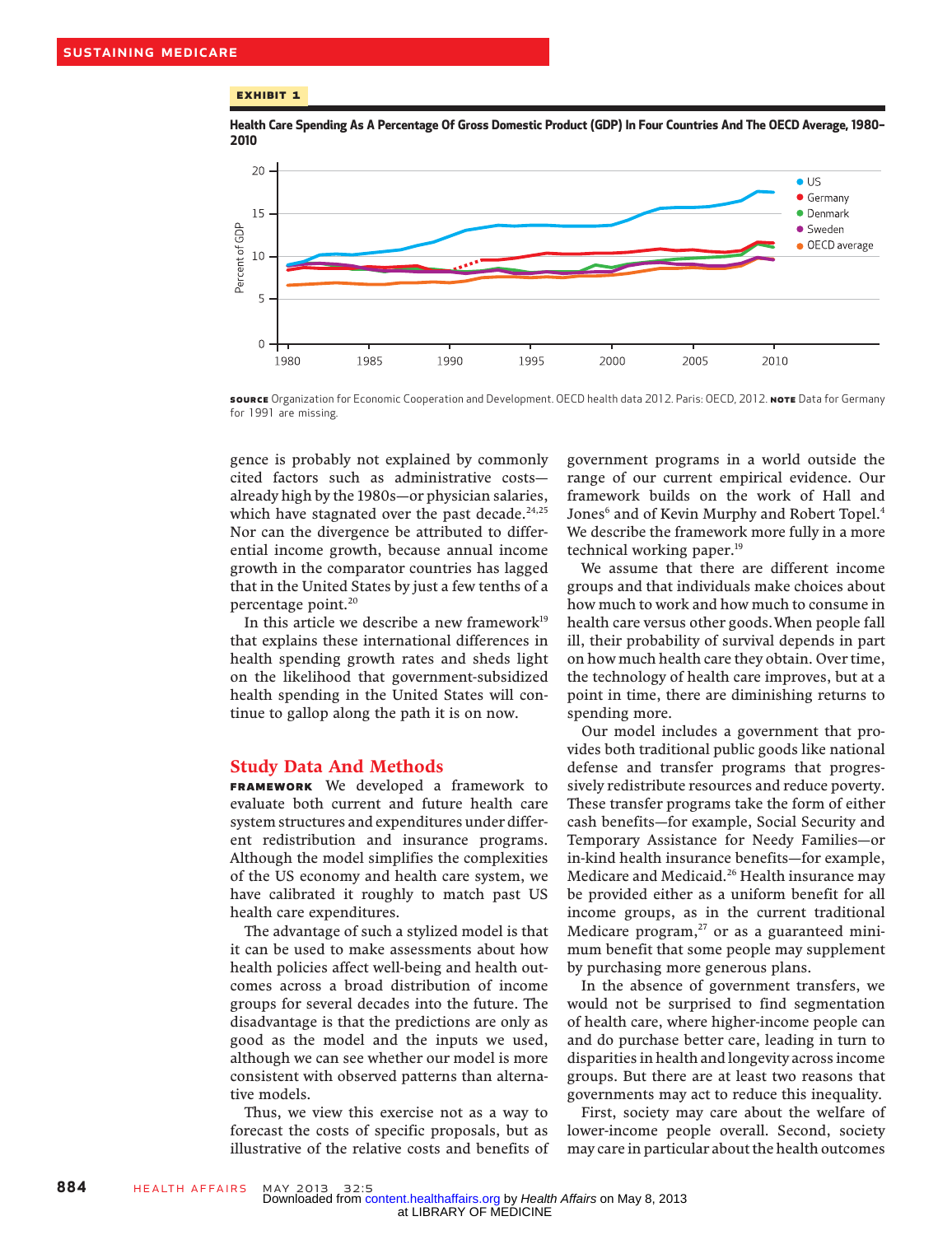**EXHIBIT 1**

**Health Care Spending As A Percentage Of Gross Domestic Product (GDP) In Four Countries And The OECD Average, 1980–2010**

Percent of GDP
20
15
10
5
0
1980
1985
1990
1995
2000
2005
2010
US
Germany
Denmark
Sweden
OECD average

**SOURCE** Organization for Economic Cooperation and Development. OECD health data 2012. Paris: OECD, 2012. **NOTE** Data for Germany for 1991 are missing.

gence is probably not explained by commonly cited factors such as administrative costs—already high by the 1980s—or physician salaries, which have stagnated over the past decade.[24,25] Nor can the divergence be attributed to differential income growth, because annual income growth in the comparator countries has lagged that in the United States by just a few tenths of a percentage point.[20]

In this article we describe a new framework[19] that explains these international differences in health spending growth rates and sheds light on the likelihood that government-subsidized health spending in the United States will continue to gallop along the path it is on now.

## Study Data And Methods

**FRAMEWORK** We developed a framework to evaluate both current and future health care system structures and expenditures under different redistribution and insurance programs. Although the model simplifies the complexities of the US economy and health care system, we have calibrated it roughly to match past US health care expenditures.

The advantage of such a stylized model is that it can be used to make assessments about how health policies affect well-being and health outcomes across a broad distribution of income groups for several decades into the future. The disadvantage is that the predictions are only as good as the model and the inputs we used, although we can see whether our model is more consistent with observed patterns than alternative models.

Thus, we view this exercise not as a way to forecast the costs of specific proposals, but as illustrative of the relative costs and benefits of government programs in a world outside the range of our current empirical evidence. Our framework builds on the work of Hall and Jones[6] and of Kevin Murphy and Robert Topel.[4] We describe the framework more fully in a more technical working paper.[19]

We assume that there are different income groups and that individuals make choices about how much to work and how much to consume in health care versus other goods. When people fall ill, their probability of survival depends in part on how much health care they obtain. Over time, the technology of health care improves, but at a point in time, there are diminishing returns to spending more.

Our model includes a government that provides both traditional public goods like national defense and transfer programs that progressively redistribute resources and reduce poverty. These transfer programs take the form of either cash benefits—for example, Social Security and Temporary Assistance for Needy Families—or in-kind health insurance benefits—for example, Medicare and Medicaid.[26] Health insurance may be provided either as a uniform benefit for all income groups, as in the current traditional Medicare program,[27] or as a guaranteed minimum benefit that some people may supplement by purchasing more generous plans.

In the absence of government transfers, we would not be surprised to find segmentation of health care, where higher-income people can and do purchase better care, leading in turn to disparities in health and longevity across income groups. But there are at least two reasons that governments may act to reduce this inequality.

First, society may care about the welfare of lower-income people overall. Second, society may care in particular about the health outcomes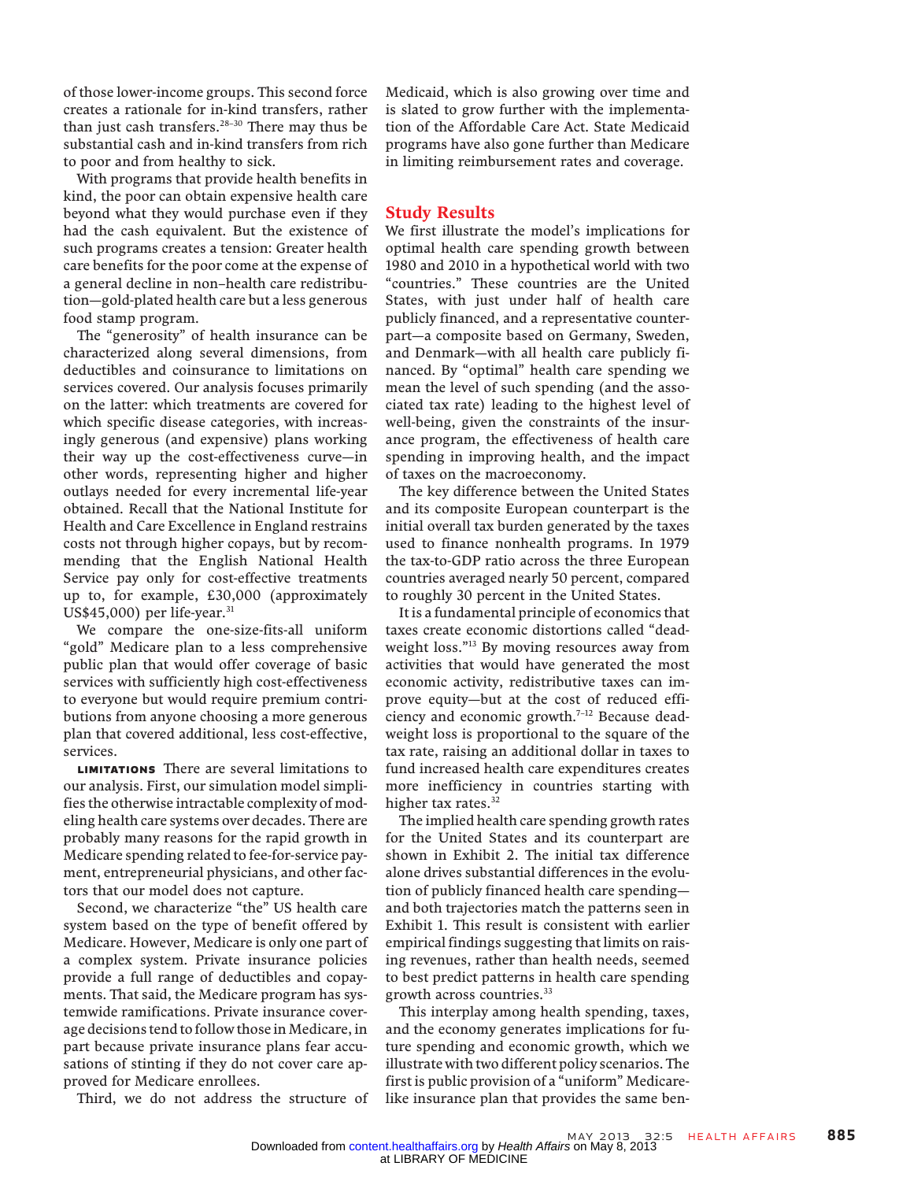of those lower-income groups. This second force creates a rationale for in-kind transfers, rather than just cash transfers.[28–30] There may thus be substantial cash and in-kind transfers from rich to poor and from healthy to sick.

With programs that provide health benefits in kind, the poor can obtain expensive health care beyond what they would purchase even if they had the cash equivalent. But the existence of such programs creates a tension: Greater health care benefits for the poor come at the expense of a general decline in non–health care redistribution—gold-plated health care but a less generous food stamp program.

The "generosity" of health insurance can be characterized along several dimensions, from deductibles and coinsurance to limitations on services covered. Our analysis focuses primarily on the latter: which treatments are covered for which specific disease categories, with increasingly generous (and expensive) plans working their way up the cost-effectiveness curve—in other words, representing higher and higher outlays needed for every incremental life-year obtained. Recall that the National Institute for Health and Care Excellence in England restrains costs not through higher copays, but by recommending that the English National Health Service pay only for cost-effective treatments up to, for example, £30,000 (approximately US$45,000) per life-year.[31]

We compare the one-size-fits-all uniform "gold" Medicare plan to a less comprehensive public plan that would offer coverage of basic services with sufficiently high cost-effectiveness to everyone but would require premium contributions from anyone choosing a more generous plan that covered additional, less cost-effective, services.

**LIMITATIONS** There are several limitations to our analysis. First, our simulation model simplifies the otherwise intractable complexity of modeling health care systems over decades. There are probably many reasons for the rapid growth in Medicare spending related to fee-for-service payment, entrepreneurial physicians, and other factors that our model does not capture.

Second, we characterize "the" US health care system based on the type of benefit offered by Medicare. However, Medicare is only one part of a complex system. Private insurance policies provide a full range of deductibles and copayments. That said, the Medicare program has systemwide ramifications. Private insurance coverage decisions tend to follow those in Medicare, in part because private insurance plans fear accusations of stinting if they do not cover care approved for Medicare enrollees.

Third, we do not address the structure of Medicaid, which is also growing over time and is slated to grow further with the implementation of the Affordable Care Act. State Medicaid programs have also gone further than Medicare in limiting reimbursement rates and coverage.

## Study Results

We first illustrate the model's implications for optimal health care spending growth between 1980 and 2010 in a hypothetical world with two "countries." These countries are the United States, with just under half of health care publicly financed, and a representative counterpart—a composite based on Germany, Sweden, and Denmark—with all health care publicly financed. By "optimal" health care spending we mean the level of such spending (and the associated tax rate) leading to the highest level of well-being, given the constraints of the insurance program, the effectiveness of health care spending in improving health, and the impact of taxes on the macroeconomy.

The key difference between the United States and its composite European counterpart is the initial overall tax burden generated by the taxes used to finance nonhealth programs. In 1979 the tax-to-GDP ratio across the three European countries averaged nearly 50 percent, compared to roughly 30 percent in the United States.

It is a fundamental principle of economics that taxes create economic distortions called "deadweight loss."[13] By moving resources away from activities that would have generated the most economic activity, redistributive taxes can improve equity—but at the cost of reduced efficiency and economic growth.[7–12] Because deadweight loss is proportional to the square of the tax rate, raising an additional dollar in taxes to fund increased health care expenditures creates more inefficiency in countries starting with higher tax rates.[32]

The implied health care spending growth rates for the United States and its counterpart are shown in Exhibit 2. The initial tax difference alone drives substantial differences in the evolution of publicly financed health care spending—and both trajectories match the patterns seen in Exhibit 1. This result is consistent with earlier empirical findings suggesting that limits on raising revenues, rather than health needs, seemed to best predict patterns in health care spending growth across countries.[33]

This interplay among health spending, taxes, and the economy generates implications for future spending and economic growth, which we illustrate with two different policy scenarios. The first is public provision of a "uniform" Medicare-like insurance plan that provides the same ben-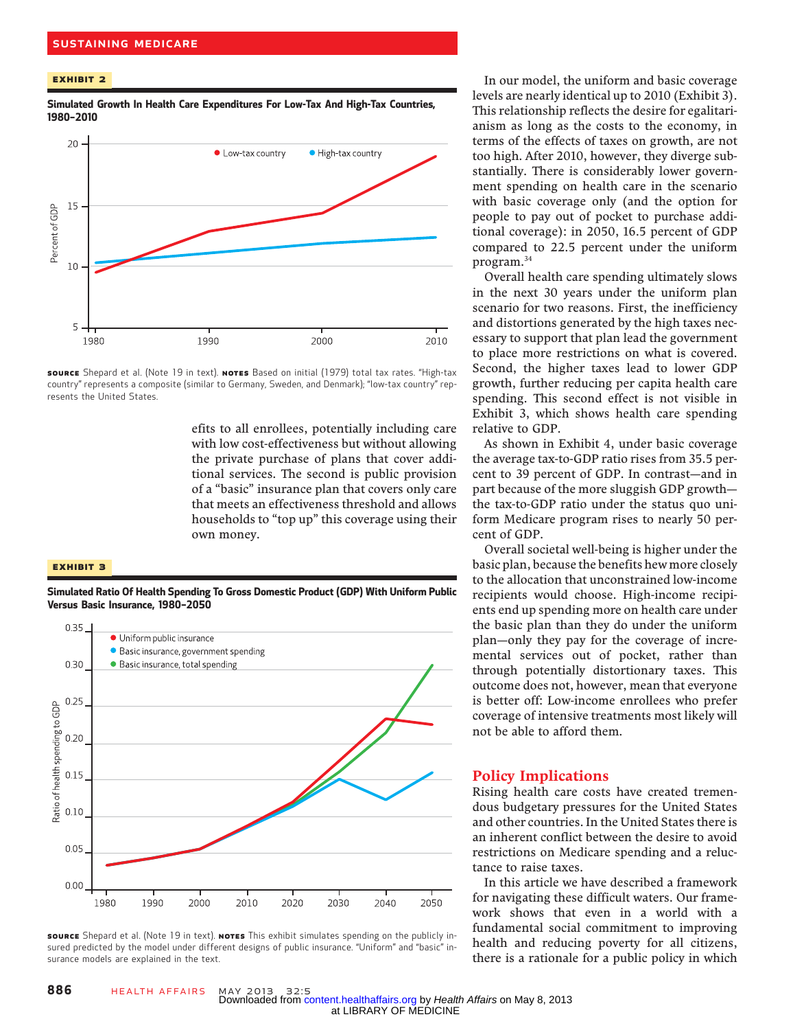**EXHIBIT 2**

**Simulated Growth In Health Care Expenditures For Low-Tax And High-Tax Countries, 1980–2010**

**SOURCE** Shepard et al. (Note 19 in text). **NOTES** Based on initial (1979) total tax rates. "High-tax country" represents a composite (similar to Germany, Sweden, and Denmark); "low-tax country" represents the United States.

efits to all enrollees, potentially including care with low cost-effectiveness but without allowing the private purchase of plans that cover additional services. The second is public provision of a "basic" insurance plan that covers only care that meets an effectiveness threshold and allows households to "top up" this coverage using their own money.

**EXHIBIT 3**

**Simulated Ratio Of Health Spending To Gross Domestic Product (GDP) With Uniform Public Versus Basic Insurance, 1980–2050**

**SOURCE** Shepard et al. (Note 19 in text). **NOTES** This exhibit simulates spending on the publicly insured predicted by the model under different designs of public insurance. "Uniform" and "basic" insurance models are explained in the text.

In our model, the uniform and basic coverage levels are nearly identical up to 2010 (Exhibit 3). This relationship reflects the desire for egalitarianism as long as the costs to the economy, in terms of the effects of taxes on growth, are not too high. After 2010, however, they diverge substantially. There is considerably lower government spending on health care in the scenario with basic coverage only (and the option for people to pay out of pocket to purchase additional coverage): in 2050, 16.5 percent of GDP compared to 22.5 percent under the uniform program.[34]

Overall health care spending ultimately slows in the next 30 years under the uniform plan scenario for two reasons. First, the inefficiency and distortions generated by the high taxes necessary to support that plan lead the government to place more restrictions on what is covered. Second, the higher taxes lead to lower GDP growth, further reducing per capita health care spending. This second effect is not visible in Exhibit 3, which shows health care spending relative to GDP.

As shown in Exhibit 4, under basic coverage the average tax-to-GDP ratio rises from 35.5 percent to 39 percent of GDP. In contrast—and in part because of the more sluggish GDP growth—the tax-to-GDP ratio under the status quo uniform Medicare program rises to nearly 50 percent of GDP.

Overall societal well-being is higher under the basic plan, because the benefits hew more closely to the allocation that unconstrained low-income recipients would choose. High-income recipients end up spending more on health care under the basic plan than they do under the uniform plan—only they pay for the coverage of incremental services out of pocket, rather than through potentially distortionary taxes. This outcome does not, however, mean that everyone is better off: Low-income enrollees who prefer coverage of intensive treatments most likely will not be able to afford them.

## Policy Implications

Rising health care costs have created tremendous budgetary pressures for the United States and other countries. In the United States there is an inherent conflict between the desire to avoid restrictions on Medicare spending and a reluctance to raise taxes.

In this article we have described a framework for navigating these difficult waters. Our framework shows that even in a world with a fundamental social commitment to improving health and reducing poverty for all citizens, there is a rationale for a public policy in which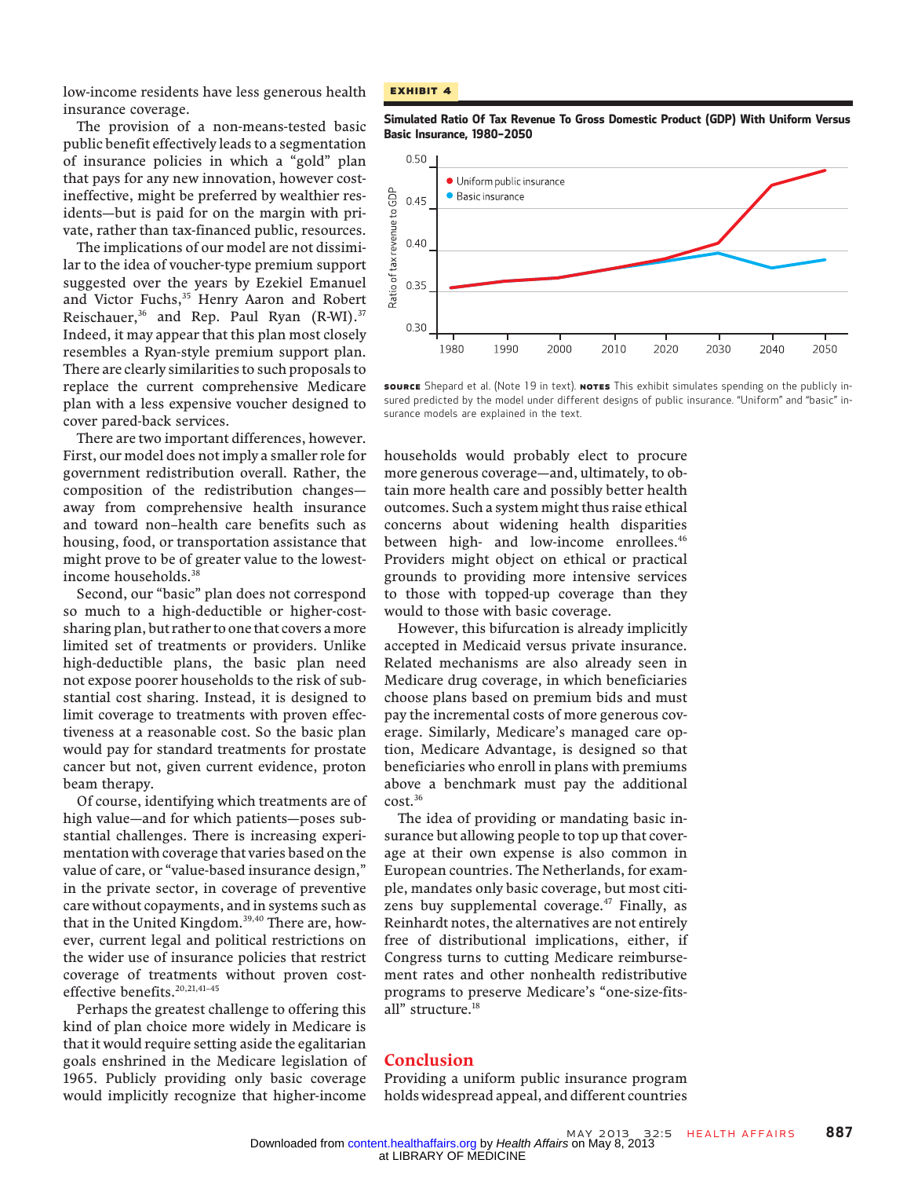low-income residents have less generous health insurance coverage.

The provision of a non-means-tested basic public benefit effectively leads to a segmentation of insurance policies in which a "gold" plan that pays for any new innovation, however cost-ineffective, might be preferred by wealthier residents—but is paid for on the margin with private, rather than tax-financed public, resources.

The implications of our model are not dissimilar to the idea of voucher-type premium support suggested over the years by Ezekiel Emanuel and Victor Fuchs,[35] Henry Aaron and Robert Reischauer,[36] and Rep. Paul Ryan (R-WI).[37] Indeed, it may appear that this plan most closely resembles a Ryan-style premium support plan. There are clearly similarities to such proposals to replace the current comprehensive Medicare plan with a less expensive voucher designed to cover pared-back services.

There are two important differences, however. First, our model does not imply a smaller role for government redistribution overall. Rather, the composition of the redistribution changes—away from comprehensive health insurance and toward non–health care benefits such as housing, food, or transportation assistance that might prove to be of greater value to the lowest-income households.[38]

Second, our "basic" plan does not correspond so much to a high-deductible or higher-cost-sharing plan, but rather to one that covers a more limited set of treatments or providers. Unlike high-deductible plans, the basic plan need not expose poorer households to the risk of substantial cost sharing. Instead, it is designed to limit coverage to treatments with proven effectiveness at a reasonable cost. So the basic plan would pay for standard treatments for prostate cancer but not, given current evidence, proton beam therapy.

Of course, identifying which treatments are of high value—and for which patients—poses substantial challenges. There is increasing experimentation with coverage that varies based on the value of care, or "value-based insurance design," in the private sector, in coverage of preventive care without copayments, and in systems such as that in the United Kingdom.[39,40] There are, however, current legal and political restrictions on the wider use of insurance policies that restrict coverage of treatments without proven cost-effective benefits.[20,21,41–45]

Perhaps the greatest challenge to offering this kind of plan choice more widely in Medicare is that it would require setting aside the egalitarian goals enshrined in the Medicare legislation of 1965. Publicly providing only basic coverage would implicitly recognize that higher-income households would probably elect to procure more generous coverage—and, ultimately, to obtain more health care and possibly better health outcomes. Such a system might thus raise ethical concerns about widening health disparities between high- and low-income enrollees.[46] Providers might object on ethical or practical grounds to providing more intensive services to those with topped-up coverage than they would to those with basic coverage.

However, this bifurcation is already implicitly accepted in Medicaid versus private insurance. Related mechanisms are also already seen in Medicare drug coverage, in which beneficiaries choose plans based on premium bids and must pay the incremental costs of more generous coverage. Similarly, Medicare's managed care option, Medicare Advantage, is designed so that beneficiaries who enroll in plans with premiums above a benchmark must pay the additional cost.[36]

The idea of providing or mandating basic insurance but allowing people to top up that coverage at their own expense is also common in European countries. The Netherlands, for example, mandates only basic coverage, but most citizens buy supplemental coverage.[47] Finally, as Reinhardt notes, the alternatives are not entirely free of distributional implications, either, if Congress turns to cutting Medicare reimbursement rates and other nonhealth redistributive programs to preserve Medicare's "one-size-fits-all" structure.[18]

**EXHIBIT 4**

**Simulated Ratio Of Tax Revenue To Gross Domestic Product (GDP) With Uniform Versus Basic Insurance, 1980–2050**

**SOURCE** Shepard et al. (Note 19 in text). **NOTES** This exhibit simulates spending on the publicly insured predicted by the model under different designs of public insurance. "Uniform" and "basic" insurance models are explained in the text.

## Conclusion

Providing a uniform public insurance program holds widespread appeal, and different countries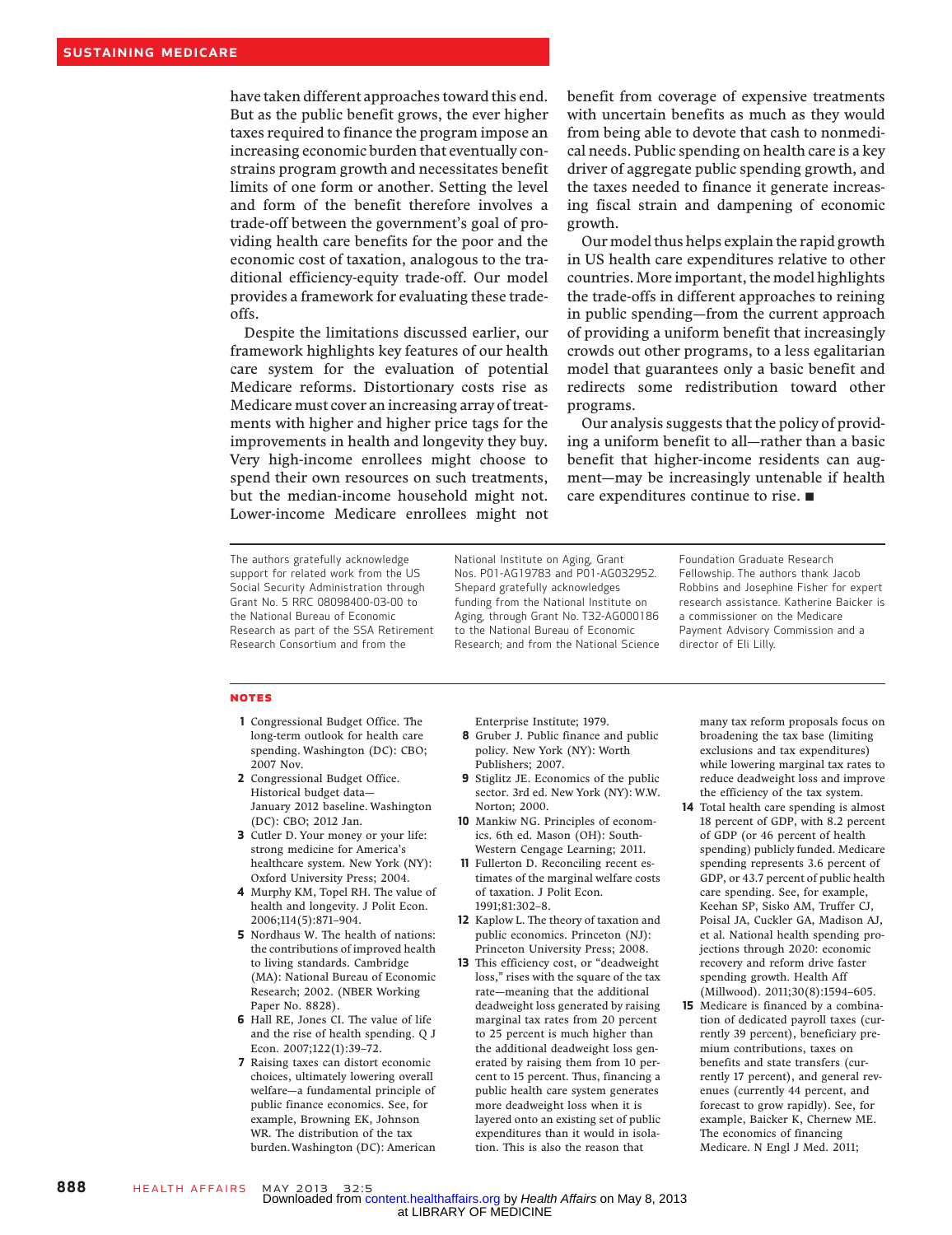have taken different approaches toward this end. But as the public benefit grows, the ever higher taxes required to finance the program impose an increasing economic burden that eventually constrains program growth and necessitates benefit limits of one form or another. Setting the level and form of the benefit therefore involves a trade-off between the government's goal of providing health care benefits for the poor and the economic cost of taxation, analogous to the traditional efficiency-equity trade-off. Our model provides a framework for evaluating these trade-offs.

Despite the limitations discussed earlier, our framework highlights key features of our health care system for the evaluation of potential Medicare reforms. Distortionary costs rise as Medicare must cover an increasing array of treatments with higher and higher price tags for the improvements in health and longevity they buy. Very high-income enrollees might choose to spend their own resources on such treatments, but the median-income household might not. Lower-income Medicare enrollees might not benefit from coverage of expensive treatments with uncertain benefits as much as they would from being able to devote that cash to nonmedical needs. Public spending on health care is a key driver of aggregate public spending growth, and the taxes needed to finance it generate increasing fiscal strain and dampening of economic growth.

Our model thus helps explain the rapid growth in US health care expenditures relative to other countries. More important, the model highlights the trade-offs in different approaches to reining in public spending—from the current approach of providing a uniform benefit that increasingly crowds out other programs, to a less egalitarian model that guarantees only a basic benefit and redirects some redistribution toward other programs.

Our analysis suggests that the policy of providing a uniform benefit to all—rather than a basic benefit that higher-income residents can augment—may be increasingly untenable if health care expenditures continue to rise. ■

---

The authors gratefully acknowledge support for related work from the US Social Security Administration through Grant No. 5 RRC 08098400-03-00 to the National Bureau of Economic Research as part of the SSA Retirement Research Consortium and from the National Institute on Aging, Grant Nos. P01-AG19783 and P01-AG032952. Shepard gratefully acknowledges funding from the National Institute on Aging, through Grant No. T32-AG000186 to the National Bureau of Economic Research; and from the National Science Foundation Graduate Research Fellowship. The authors thank Jacob Robbins and Josephine Fisher for expert research assistance. Katherine Baicker is a commissioner on the Medicare Payment Advisory Commission and a director of Eli Lilly.

## NOTES

1. Congressional Budget Office. The long-term outlook for health care spending. Washington (DC): CBO; 2007 Nov.
2. Congressional Budget Office. Historical budget data—January 2012 baseline. Washington (DC): CBO; 2012 Jan.
3. Cutler D. Your money or your life: strong medicine for America's healthcare system. New York (NY): Oxford University Press; 2004.
4. Murphy KM, Topel RH. The value of health and longevity. J Polit Econ. 2006;114(5):871–904.
5. Nordhaus W. The health of nations: the contributions of improved health to living standards. Cambridge (MA): National Bureau of Economic Research; 2002. (NBER Working Paper No. 8828).
6. Hall RE, Jones CI. The value of life and the rise of health spending. Q J Econ. 2007;122(1):39–72.
7. Raising taxes can distort economic choices, ultimately lowering overall welfare—a fundamental principle of public finance economics. See, for example, Browning EK, Johnson WR. The distribution of the tax burden. Washington (DC): American Enterprise Institute; 1979.
8. Gruber J. Public finance and public policy. New York (NY): Worth Publishers; 2007.
9. Stiglitz JE. Economics of the public sector. 3rd ed. New York (NY): W.W. Norton; 2000.
10. Mankiw NG. Principles of economics. 6th ed. Mason (OH): South-Western Cengage Learning; 2011.
11. Fullerton D. Reconciling recent estimates of the marginal welfare costs of taxation. J Polit Econ. 1991;81:302–8.
12. Kaplow L. The theory of taxation and public economics. Princeton (NJ): Princeton University Press; 2008.
13. This efficiency cost, or "deadweight loss," rises with the square of the tax rate—meaning that the additional deadweight loss generated by raising marginal tax rates from 20 percent to 25 percent is much higher than the additional deadweight loss generated by raising them from 10 percent to 15 percent. Thus, financing a public health care system generates more deadweight loss when it is layered onto an existing set of public expenditures than it would in isolation. This is also the reason that many tax reform proposals focus on broadening the tax base (limiting exclusions and tax expenditures) while lowering marginal tax rates to reduce deadweight loss and improve the efficiency of the tax system.
14. Total health care spending is almost 18 percent of GDP, with 8.2 percent of GDP (or 46 percent of health spending) publicly funded. Medicare spending represents 3.6 percent of GDP, or 43.7 percent of public health care spending. See, for example, Keehan SP, Sisko AM, Truffer CJ, Poisal JA, Cuckler GA, Madison AJ, et al. National health spending projections through 2020: economic recovery and reform drive faster spending growth. Health Aff (Millwood). 2011;30(8):1594–605.
15. Medicare is financed by a combination of dedicated payroll taxes (currently 39 percent), beneficiary premium contributions, taxes on benefits and state transfers (currently 17 percent), and general revenues (currently 44 percent, and forecast to grow rapidly). See, for example, Baicker K, Chernew ME. The economics of financing Medicare. N Engl J Med. 2011;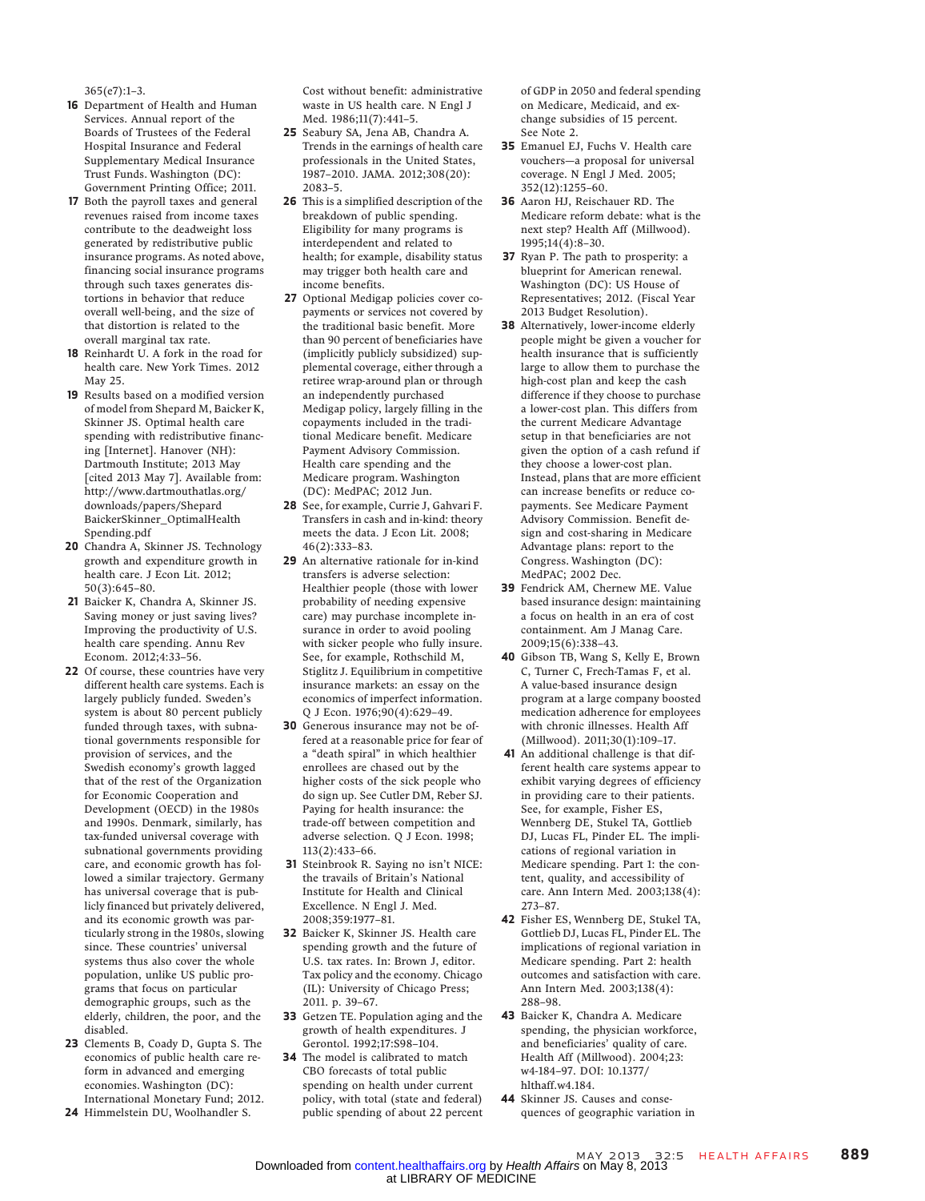365(e7):1–3.

16 Department of Health and Human Services. Annual report of the Boards of Trustees of the Federal Hospital Insurance and Federal Supplementary Medical Insurance Trust Funds. Washington (DC): Government Printing Office; 2011.

17 Both the payroll taxes and general revenues raised from income taxes contribute to the deadweight loss generated by redistributive public insurance programs. As noted above, financing social insurance programs through such taxes generates distortions in behavior that reduce overall well-being, and the size of that distortion is related to the overall marginal tax rate.

18 Reinhardt U. A fork in the road for health care. New York Times. 2012 May 25.

19 Results based on a modified version of model from Shepard M, Baicker K, Skinner JS. Optimal health care spending with redistributive financing [Internet]. Hanover (NH): Dartmouth Institute; 2013 May [cited 2013 May 7]. Available from: http://www.dartmouthatlas.org/downloads/papers/ShepardBaickerSkinner_OptimalHealthSpending.pdf

20 Chandra A, Skinner JS. Technology growth and expenditure growth in health care. J Econ Lit. 2012; 50(3):645–80.

21 Baicker K, Chandra A, Skinner JS. Saving money or just saving lives? Improving the productivity of U.S. health care spending. Annu Rev Econom. 2012;4:33–56.

22 Of course, these countries have very different health care systems. Each is largely publicly funded. Sweden's system is about 80 percent publicly funded through taxes, with subnational governments responsible for provision of services, and the Swedish economy's growth lagged that of the rest of the Organization for Economic Cooperation and Development (OECD) in the 1980s and 1990s. Denmark, similarly, has tax-funded universal coverage with subnational governments providing care, and economic growth has followed a similar trajectory. Germany has universal coverage that is publicly financed but privately delivered, and its economic growth was particularly strong in the 1980s, slowing since. These countries' universal systems thus also cover the whole population, unlike US public programs that focus on particular demographic groups, such as the elderly, children, the poor, and the disabled.

23 Clements B, Coady D, Gupta S. The economics of public health care reform in advanced and emerging economies. Washington (DC): International Monetary Fund; 2012.

24 Himmelstein DU, Woolhandler S. Cost without benefit: administrative waste in US health care. N Engl J Med. 1986;11(7):441–5.

25 Seabury SA, Jena AB, Chandra A. Trends in the earnings of health care professionals in the United States, 1987–2010. JAMA. 2012;308(20): 2083–5.

26 This is a simplified description of the breakdown of public spending. Eligibility for many programs is interdependent and related to health; for example, disability status may trigger both health care and income benefits.

27 Optional Medigap policies cover copayments or services not covered by the traditional basic benefit. More than 90 percent of beneficiaries have (implicitly publicly subsidized) supplemental coverage, either through a retiree wrap-around plan or through an independently purchased Medigap policy, largely filling in the copayments included in the traditional Medicare benefit. Medicare Payment Advisory Commission. Health care spending and the Medicare program. Washington (DC): MedPAC; 2012 Jun.

28 See, for example, Currie J, Gahvari F. Transfers in cash and in-kind: theory meets the data. J Econ Lit. 2008; 46(2):333–83.

29 An alternative rationale for in-kind transfers is adverse selection: Healthier people (those with lower probability of needing expensive care) may purchase incomplete insurance in order to avoid pooling with sicker people who fully insure. See, for example, Rothschild M, Stiglitz J. Equilibrium in competitive insurance markets: an essay on the economics of imperfect information. Q J Econ. 1976;90(4):629–49.

30 Generous insurance may not be offered at a reasonable price for fear of a "death spiral" in which healthier enrollees are chased out by the higher costs of the sick people who do sign up. See Cutler DM, Reber SJ. Paying for health insurance: the trade-off between competition and adverse selection. Q J Econ. 1998; 113(2):433–66.

31 Steinbrook R. Saying no isn't NICE: the travails of Britain's National Institute for Health and Clinical Excellence. N Engl J. Med. 2008;359:1977–81.

32 Baicker K, Skinner JS. Health care spending growth and the future of U.S. tax rates. In: Brown J, editor. Tax policy and the economy. Chicago (IL): University of Chicago Press; 2011. p. 39–67.

33 Getzen TE. Population aging and the growth of health expenditures. J Gerontol. 1992;17:S98–104.

34 The model is calibrated to match CBO forecasts of total public spending on health under current policy, with total (state and federal) public spending of about 22 percent of GDP in 2050 and federal spending on Medicare, Medicaid, and exchange subsidies of 15 percent. See Note 2.

35 Emanuel EJ, Fuchs V. Health care vouchers—a proposal for universal coverage. N Engl J Med. 2005; 352(12):1255–60.

36 Aaron HJ, Reischauer RD. The Medicare reform debate: what is the next step? Health Aff (Millwood). 1995;14(4):8–30.

37 Ryan P. The path to prosperity: a blueprint for American renewal. Washington (DC): US House of Representatives; 2012. (Fiscal Year 2013 Budget Resolution).

38 Alternatively, lower-income elderly people might be given a voucher for health insurance that is sufficiently large to allow them to purchase the high-cost plan and keep the cash difference if they choose to purchase a lower-cost plan. This differs from the current Medicare Advantage setup in that beneficiaries are not given the option of a cash refund if they choose a lower-cost plan. Instead, plans that are more efficient can increase benefits or reduce copayments. See Medicare Payment Advisory Commission. Benefit design and cost-sharing in Medicare Advantage plans: report to the Congress. Washington (DC): MedPAC; 2002 Dec.

39 Fendrick AM, Chernew ME. Value based insurance design: maintaining a focus on health in an era of cost containment. Am J Manag Care. 2009;15(6):338–43.

40 Gibson TB, Wang S, Kelly E, Brown C, Turner C, Frech-Tamas F, et al. A value-based insurance design program at a large company boosted medication adherence for employees with chronic illnesses. Health Aff (Millwood). 2011;30(1):109–17.

41 An additional challenge is that different health care systems appear to exhibit varying degrees of efficiency in providing care to their patients. See, for example, Fisher ES, Wennberg DE, Stukel TA, Gottlieb DJ, Lucas FL, Pinder EL. The implications of regional variation in Medicare spending. Part 1: the content, quality, and accessibility of care. Ann Intern Med. 2003;138(4): 273–87.

42 Fisher ES, Wennberg DE, Stukel TA, Gottlieb DJ, Lucas FL, Pinder EL. The implications of regional variation in Medicare spending. Part 2: health outcomes and satisfaction with care. Ann Intern Med. 2003;138(4): 288–98.

43 Baicker K, Chandra A. Medicare spending, the physician workforce, and beneficiaries' quality of care. Health Aff (Millwood). 2004;23: w4-184–97. DOI: 10.1377/hlthaff.w4.184.

44 Skinner JS. Causes and consequences of geographic variation in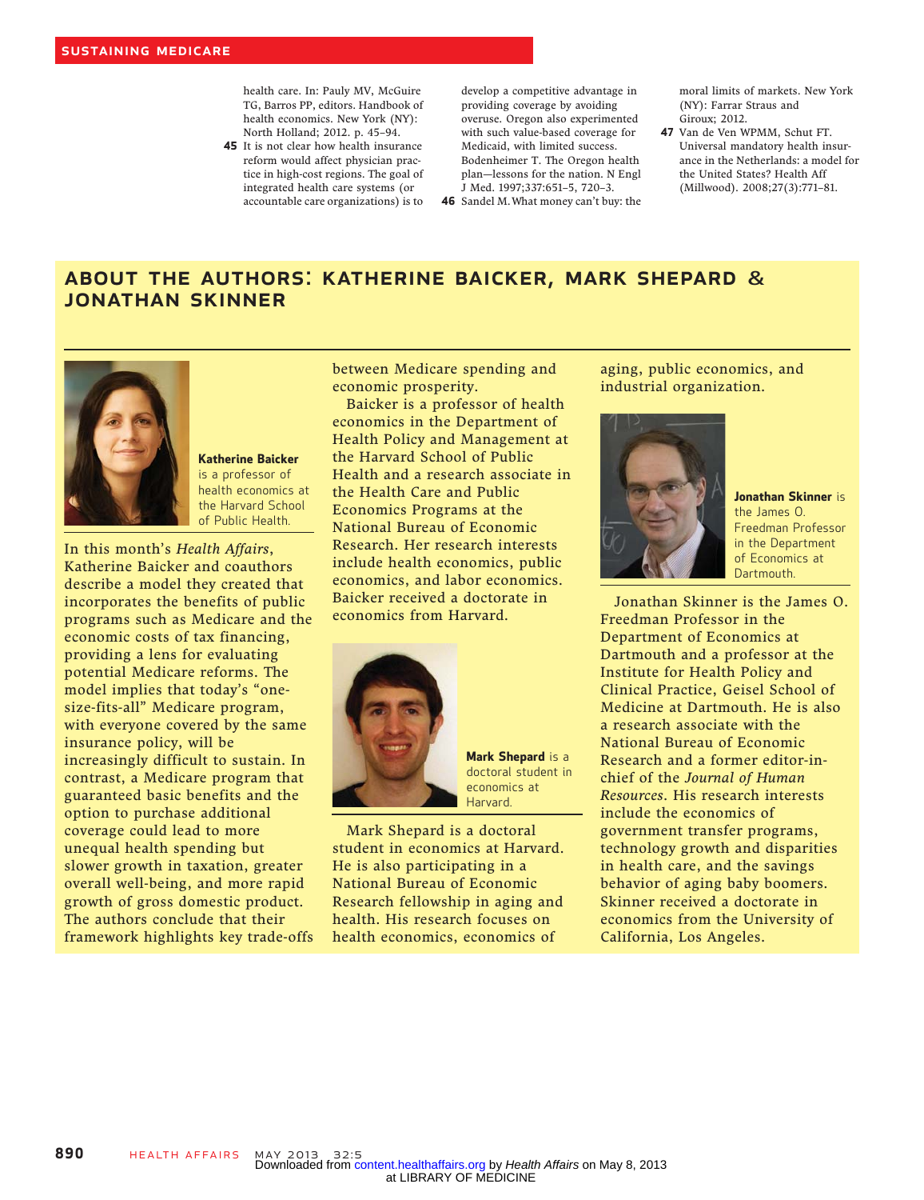health care. In: Pauly MV, McGuire TG, Barros PP, editors. Handbook of health economics. New York (NY): North Holland; 2012. p. 45–94.

45 It is not clear how health insurance reform would affect physician practice in high-cost regions. The goal of integrated health care systems (or accountable care organizations) is to develop a competitive advantage in providing coverage by avoiding overuse. Oregon also experimented with such value-based coverage for Medicaid, with limited success. Bodenheimer T. The Oregon health plan—lessons for the nation. N Engl J Med. 1997;337:651–5, 720–3.

46 Sandel M. What money can't buy: the moral limits of markets. New York (NY): Farrar Straus and Giroux; 2012.

47 Van de Ven WPMM, Schut FT. Universal mandatory health insurance in the Netherlands: a model for the United States? Health Aff (Millwood). 2008;27(3):771–81.

## ABOUT THE AUTHORS: KATHERINE BAICKER, MARK SHEPARD & JONATHAN SKINNER

**Katherine Baicker** is a professor of health economics at the Harvard School of Public Health.

In this month's *Health Affairs*, Katherine Baicker and coauthors describe a model they created that incorporates the benefits of public programs such as Medicare and the economic costs of tax financing, providing a lens for evaluating potential Medicare reforms. The model implies that today's "one-size-fits-all" Medicare program, with everyone covered by the same insurance policy, will be increasingly difficult to sustain. In contrast, a Medicare program that guaranteed basic benefits and the option to purchase additional coverage could lead to more unequal health spending but slower growth in taxation, greater overall well-being, and more rapid growth of gross domestic product. The authors conclude that their framework highlights key trade-offs between Medicare spending and economic prosperity.

Baicker is a professor of health economics in the Department of Health Policy and Management at the Harvard School of Public Health and a research associate in the Health Care and Public Economics Programs at the National Bureau of Economic Research. Her research interests include health economics, public economics, and labor economics. Baicker received a doctorate in economics from Harvard.

**Mark Shepard** is a doctoral student in economics at Harvard.

Mark Shepard is a doctoral student in economics at Harvard. He is also participating in a National Bureau of Economic Research fellowship in aging and health. His research focuses on health economics, economics of aging, public economics, and industrial organization.

**Jonathan Skinner** is the James O. Freedman Professor in the Department of Economics at Dartmouth.

Jonathan Skinner is the James O. Freedman Professor in the Department of Economics at Dartmouth and a professor at the Institute for Health Policy and Clinical Practice, Geisel School of Medicine at Dartmouth. He is also a research associate with the National Bureau of Economic Research and a former editor-in-chief of the *Journal of Human Resources*. His research interests include the economics of government transfer programs, technology growth and disparities in health care, and the savings behavior of aging baby boomers. Skinner received a doctorate in economics from the University of California, Los Angeles.